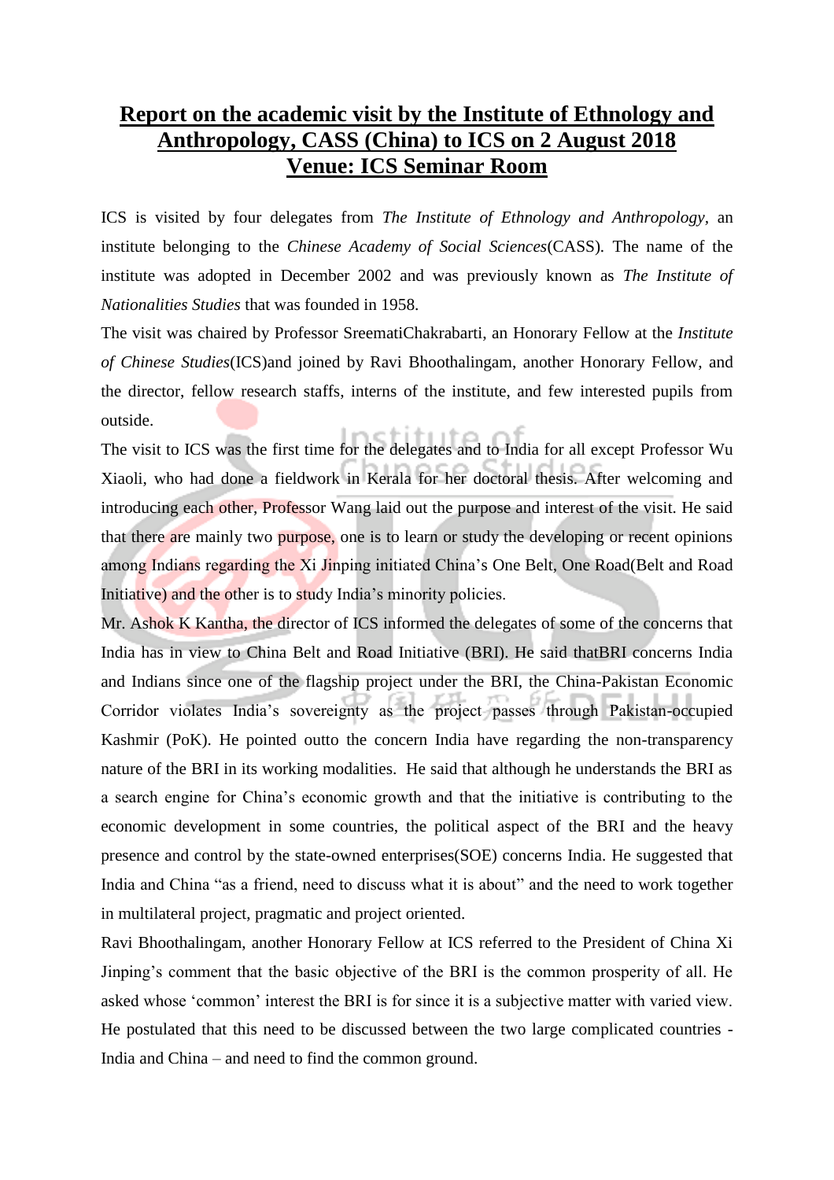# Report on the academic visit by the Institute of Ethnology and Anthropology, CASS (China) to ICS on 2 August 2018 Venue: ICS Seminar Room

ICS is visited by four delegates from *The Institute of Ethnology and Anthropology*, an institute belonging to the *Chinese Academy of Social Sciences*(CASS). The name of the institute was adopted in December 2002 and was previously known as *The Institute of Nationalities Studies* that was founded in 1958.

The visit was chaired by Professor SreematiChakrabarti, an Honorary Fellow at the *Institute of Chinese Studies*(ICS)and joined by Ravi Bhoothalingam, another Honorary Fellow, and the director, fellow research staffs, interns of the institute, and few interested pupils from outside.

The visit to ICS was the first time for the delegates and to India for all except Professor Wu Xiaoli, who had done a fieldwork in Kerala for her doctoral thesis. After welcoming and introducing each other, Professor Wang laid out the purpose and interest of the visit. He said that there are mainly two purpose, one is to learn or study the developing or recent opinions among Indians regarding the Xi Jinping initiated China's One Belt, One Road(Belt and Road Initiative) and the other is to study India's minority policies.

Mr. Ashok K Kantha, the director of ICS informed the delegates of some of the concerns that India has in view to China Belt and Road Initiative (BRI). He said thatBRI concerns India and Indians since one of the flagship project under the BRI, the China-Pakistan Economic Corridor violates India's sovereignty as the project passes through Pakistan-occupied Kashmir (PoK). He pointed outto the concern India have regarding the non-transparency nature of the BRI in its working modalities. He said that although he understands the BRI as a search engine for China's economic growth and that the initiative is contributing to the economic development in some countries, the political aspect of the BRI and the heavy presence and control by the state-owned enterprises(SOE) concerns India. He suggested that India and China "as a friend, need to discuss what it is about" and the need to work together in multilateral project, pragmatic and project oriented.

Ravi Bhoothalingam, another Honorary Fellow at ICS referred to the President of China Xi Jinping's comment that the basic objective of the BRI is the common prosperity of all. He asked whose 'common' interest the BRI is for since it is a subjective matter with varied view. He postulated that this need to be discussed between the two large complicated countries - India and China – and need to find the common ground.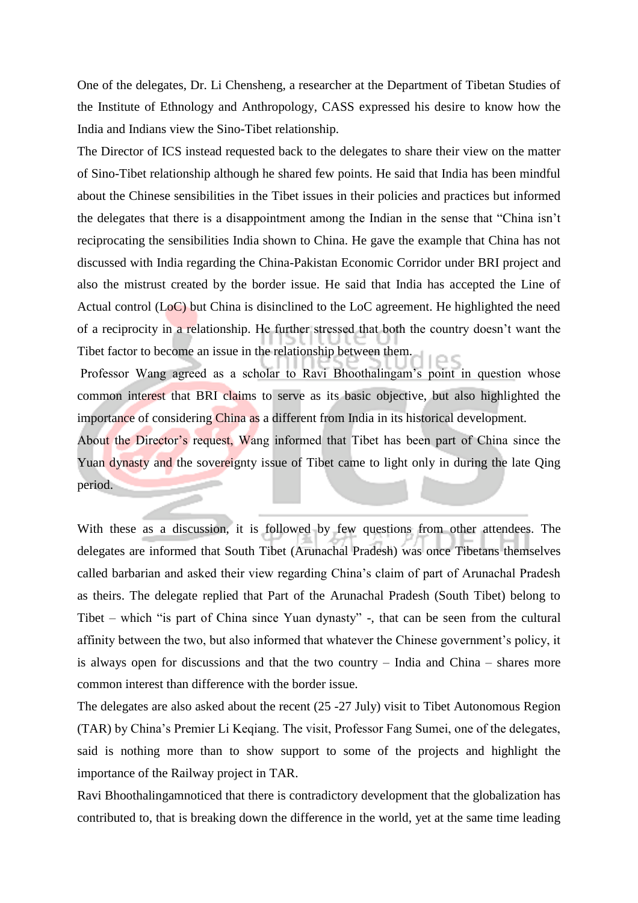One of the delegates, Dr. Li Chensheng, a researcher at the Department of Tibetan Studies of the Institute of Ethnology and Anthropology, CASS expressed his desire to know how the India and Indians view the Sino-Tibet relationship.

The Director of ICS instead requested back to the delegates to share their view on the matter of Sino-Tibet relationship although he shared few points. He said that India has been mindful about the Chinese sensibilities in the Tibet issues in their policies and practices but informed the delegates that there is a disappointment among the Indian in the sense that "China isn't reciprocating the sensibilities India shown to China. He gave the example that China has not discussed with India regarding the China-Pakistan Economic Corridor under BRI project and also the mistrust created by the border issue. He said that India has accepted the Line of Actual control (LoC) but China is disinclined to the LoC agreement. He highlighted the need of a reciprocity in a relationship. He further stressed that both the country doesn't want the Tibet factor to become an issue in the relationship between them.

Professor Wang agreed as a scholar to Ravi Bhoothalingam's point in question whose common interest that BRI claims to serve as its basic objective, but also highlighted the importance of considering China as a different from India in its historical development.

About the Director's request, Wang informed that Tibet has been part of China since the Yuan dynasty and the sovereignty issue of Tibet came to light only in during the late Qing period.

With these as a discussion, it is followed by few questions from other attendees. The delegates are informed that South Tibet (Arunachal Pradesh) was once Tibetans themselves called barbarian and asked their view regarding China's claim of part of Arunachal Pradesh as theirs. The delegate replied that Part of the Arunachal Pradesh (South Tibet) belong to Tibet – which "is part of China since Yuan dynasty" -, that can be seen from the cultural affinity between the two, but also informed that whatever the Chinese government's policy, it is always open for discussions and that the two country – India and China – shares more common interest than difference with the border issue.

The delegates are also asked about the recent (25 -27 July) visit to Tibet Autonomous Region (TAR) by China's Premier Li Keqiang. The visit, Professor Fang Sumei, one of the delegates, said is nothing more than to show support to some of the projects and highlight the importance of the Railway project in TAR.

Ravi Bhoothalingamnoticed that there is contradictory development that the globalization has contributed to, that is breaking down the difference in the world, yet at the same time leading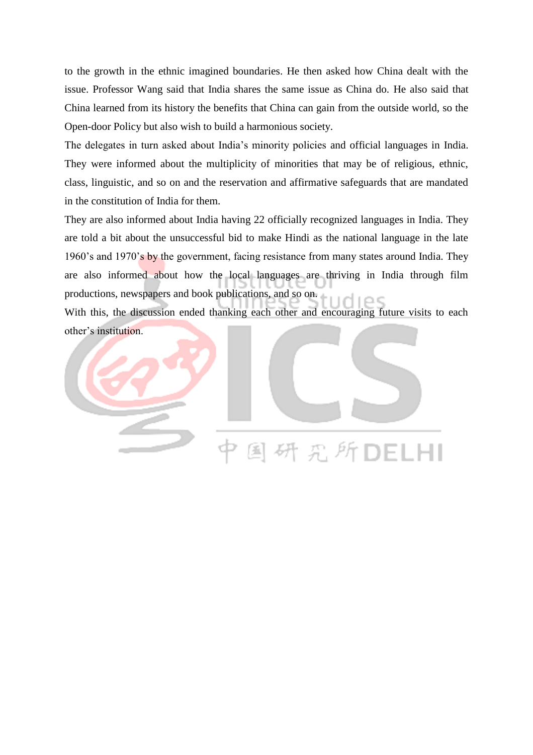to the growth in the ethnic imagined boundaries. He then asked how China dealt with the issue. Professor Wang said that India shares the same issue as China do. He also said that China learned from its history the benefits that China can gain from the outside world, so the Open-door Policy but also wish to build a harmonious society.

The delegates in turn asked about India's minority policies and official languages in India. They were informed about the multiplicity of minorities that may be of religious, ethnic, class, linguistic, and so on and the reservation and affirmative safeguards that are mandated in the constitution of India for them.

They are also informed about India having 22 officially recognized languages in India. They are told a bit about the unsuccessful bid to make Hindi as the national language in the late 1960's and 1970's by the government, facing resistance from many states around India. They are also informed about how the local languages are thriving in India through film productions, newspapers and book publications, and so on.

With this, the discussion ended thanking each other and encouraging future visits to each other's institution.